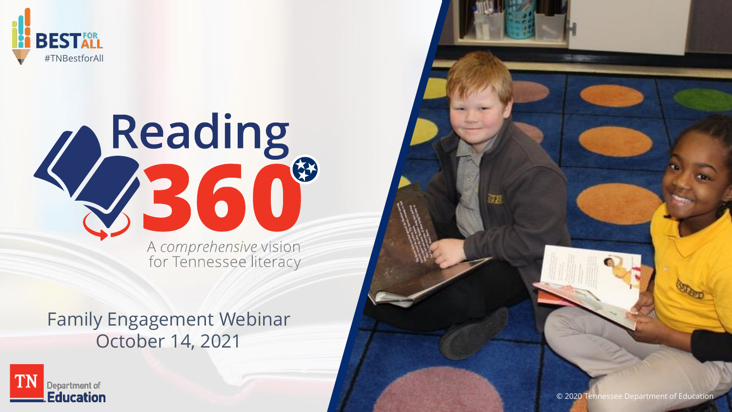BEST FOR ALL
#TNBestforAll

# Reading 360

A *comprehensive* vision for Tennessee literacy

## Family Engagement Webinar
## October 14, 2021

TN Department of Education

© 2020 Tennessee Department of Education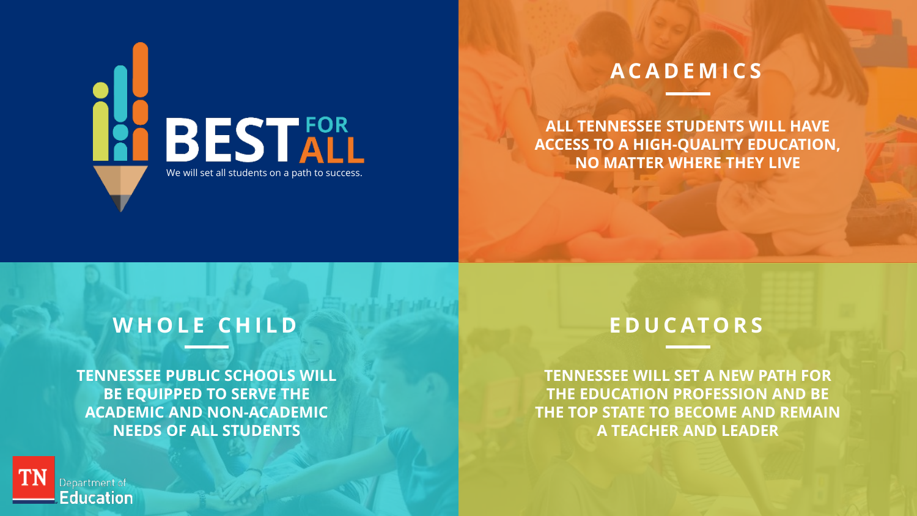# BEST FOR ALL

We will set all students on a path to success.

## ACADEMICS

**ALL TENNESSEE STUDENTS WILL HAVE ACCESS TO A HIGH-QUALITY EDUCATION, NO MATTER WHERE THEY LIVE**

## WHOLE CHILD

**TENNESSEE PUBLIC SCHOOLS WILL BE EQUIPPED TO SERVE THE ACADEMIC AND NON-ACADEMIC NEEDS OF ALL STUDENTS**

## EDUCATORS

**TENNESSEE WILL SET A NEW PATH FOR THE EDUCATION PROFESSION AND BE THE TOP STATE TO BECOME AND REMAIN A TEACHER AND LEADER**

TN Department of Education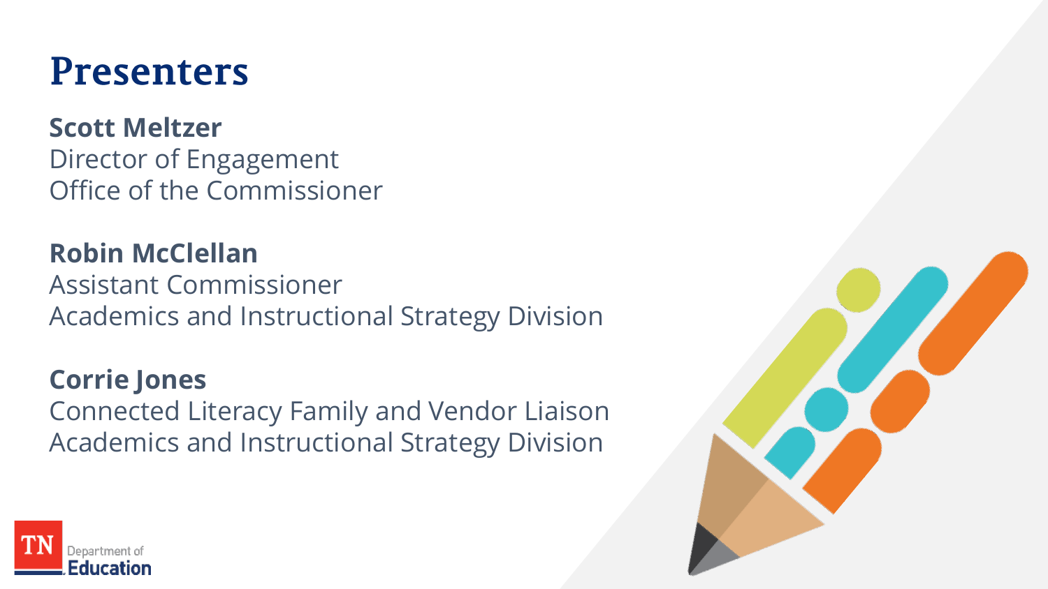# Presenters

**Scott Meltzer**
Director of Engagement
Office of the Commissioner

**Robin McClellan**
Assistant Commissioner
Academics and Instructional Strategy Division

**Corrie Jones**
Connected Literacy Family and Vendor Liaison
Academics and Instructional Strategy Division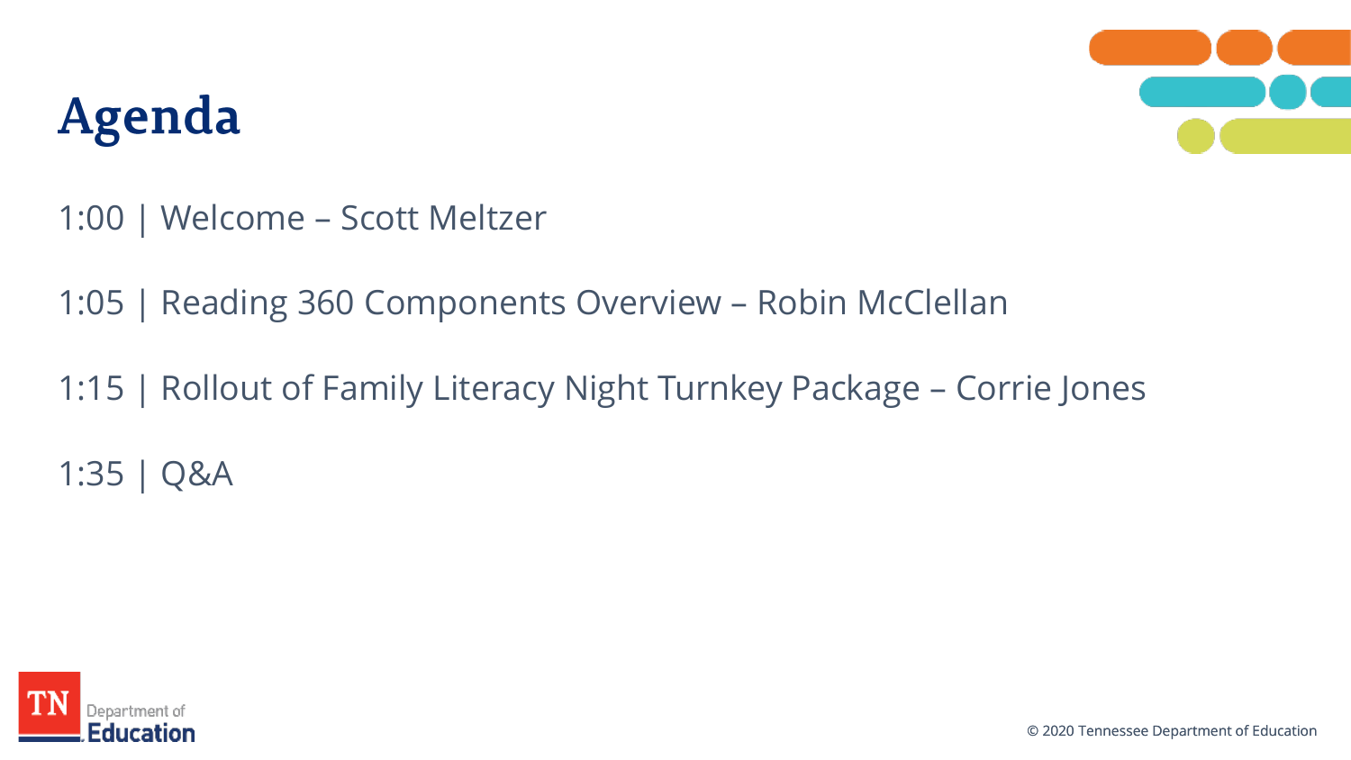# Agenda

1:00 | Welcome – Scott Meltzer

1:05 | Reading 360 Components Overview – Robin McClellan

1:15 | Rollout of Family Literacy Night Turnkey Package – Corrie Jones

1:35 | Q&A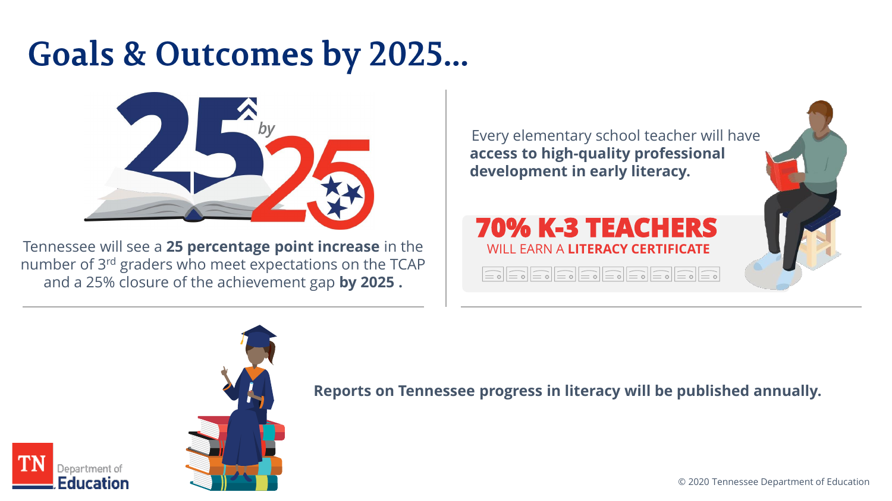# Goals & Outcomes by 2025...

25 by 25

Tennessee will see a **25 percentage point increase** in the number of 3rd graders who meet expectations on the TCAP and a 25% closure of the achievement gap **by 2025 .**

Every elementary school teacher will have **access to high-quality professional development in early literacy.**

**70% K-3 TEACHERS**
WILL EARN A **LITERACY CERTIFICATE**

**Reports on Tennessee progress in literacy will be published annually.**

TN Department of Education

© 2020 Tennessee Department of Education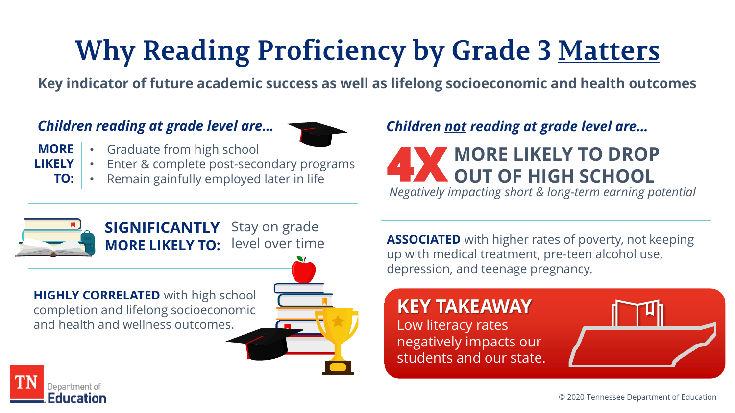# Why Reading Proficiency by Grade 3 Matters

**Key indicator of future academic success as well as lifelong socioeconomic and health outcomes**

***Children reading at grade level are…***

**MORE LIKELY TO:**

- Graduate from high school
- Enter & complete post-secondary programs
- Remain gainfully employed later in life

**SIGNIFICANTLY MORE LIKELY TO:** Stay on grade level over time

**HIGHLY CORRELATED** with high school completion and lifelong socioeconomic and health and wellness outcomes.

***Children not reading at grade level are…***

**4X MORE LIKELY TO DROP OUT OF HIGH SCHOOL**

*Negatively impacting short & long-term earning potential*

**ASSOCIATED** with higher rates of poverty, not keeping up with medical treatment, pre-teen alcohol use, depression, and teenage pregnancy.

**KEY TAKEAWAY**

Low literacy rates negatively impacts our students and our state.

TN Department of Education

© 2020 Tennessee Department of Education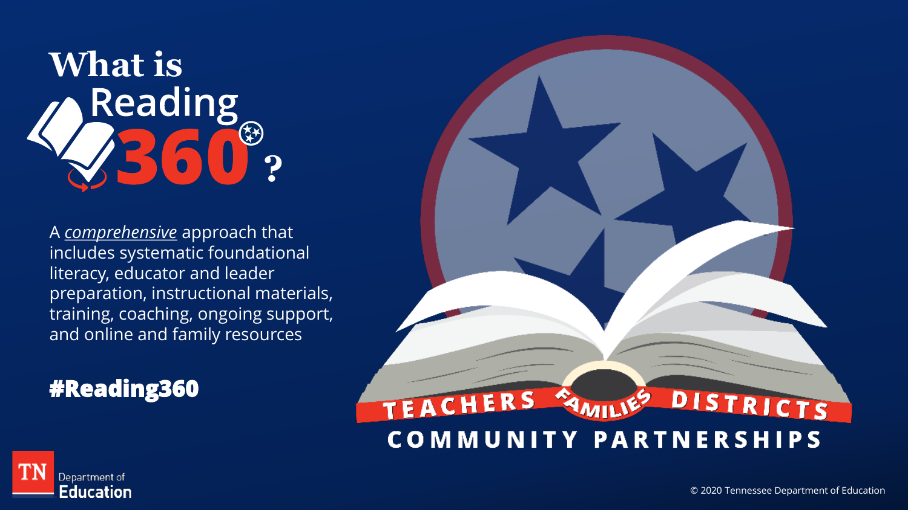# What is Reading 360?

A *comprehensive* approach that includes systematic foundational literacy, educator and leader preparation, instructional materials, training, coaching, ongoing support, and online and family resources

**#Reading360**

TEACHERS FAMILIES DISTRICTS

COMMUNITY PARTNERSHIPS

TN Department of Education

© 2020 Tennessee Department of Education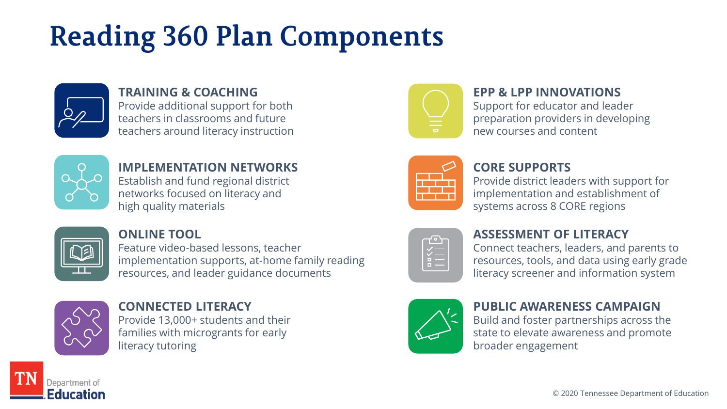# Reading 360 Plan Components

### TRAINING & COACHING
Provide additional support for both teachers in classrooms and future teachers around literacy instruction

### IMPLEMENTATION NETWORKS
Establish and fund regional district networks focused on literacy and high quality materials

### ONLINE TOOL
Feature video-based lessons, teacher implementation supports, at-home family reading resources, and leader guidance documents

### CONNECTED LITERACY
Provide 13,000+ students and their families with microgrants for early literacy tutoring

### EPP & LPP INNOVATIONS
Support for educator and leader preparation providers in developing new courses and content

### CORE SUPPORTS
Provide district leaders with support for implementation and establishment of systems across 8 CORE regions

### ASSESSMENT OF LITERACY
Connect teachers, leaders, and parents to resources, tools, and data using early grade literacy screener and information system

### PUBLIC AWARENESS CAMPAIGN
Build and foster partnerships across the state to elevate awareness and promote broader engagement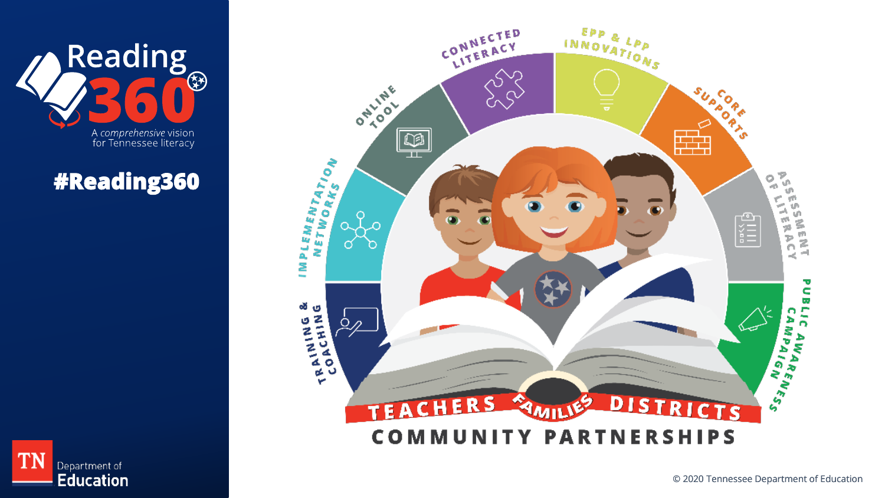# Reading 360

A *comprehensive* vision for Tennessee literacy

**#Reading360**

- Connected Literacy
- EPP & LPP Innovations
- Core Supports
- Assessment of Literacy
- Public Awareness Campaign
- Training & Coaching
- Implementation Networks
- Online Tool

TEACHERS · FAMILIES · DISTRICTS

COMMUNITY PARTNERSHIPS

TN Department of Education

© 2020 Tennessee Department of Education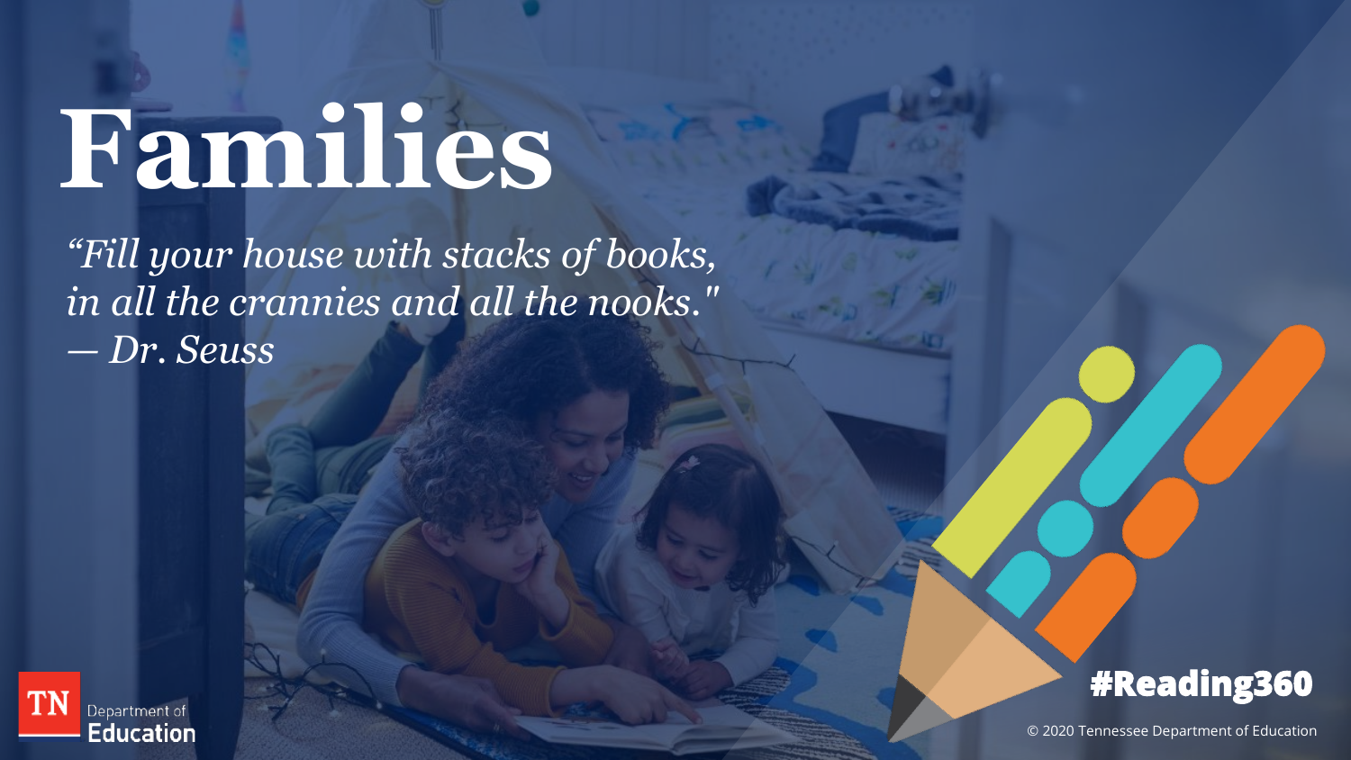# Families

*"Fill your house with stacks of books, in all the crannies and all the nooks."*
*— Dr. Seuss*

TN Department of Education

#Reading360

© 2020 Tennessee Department of Education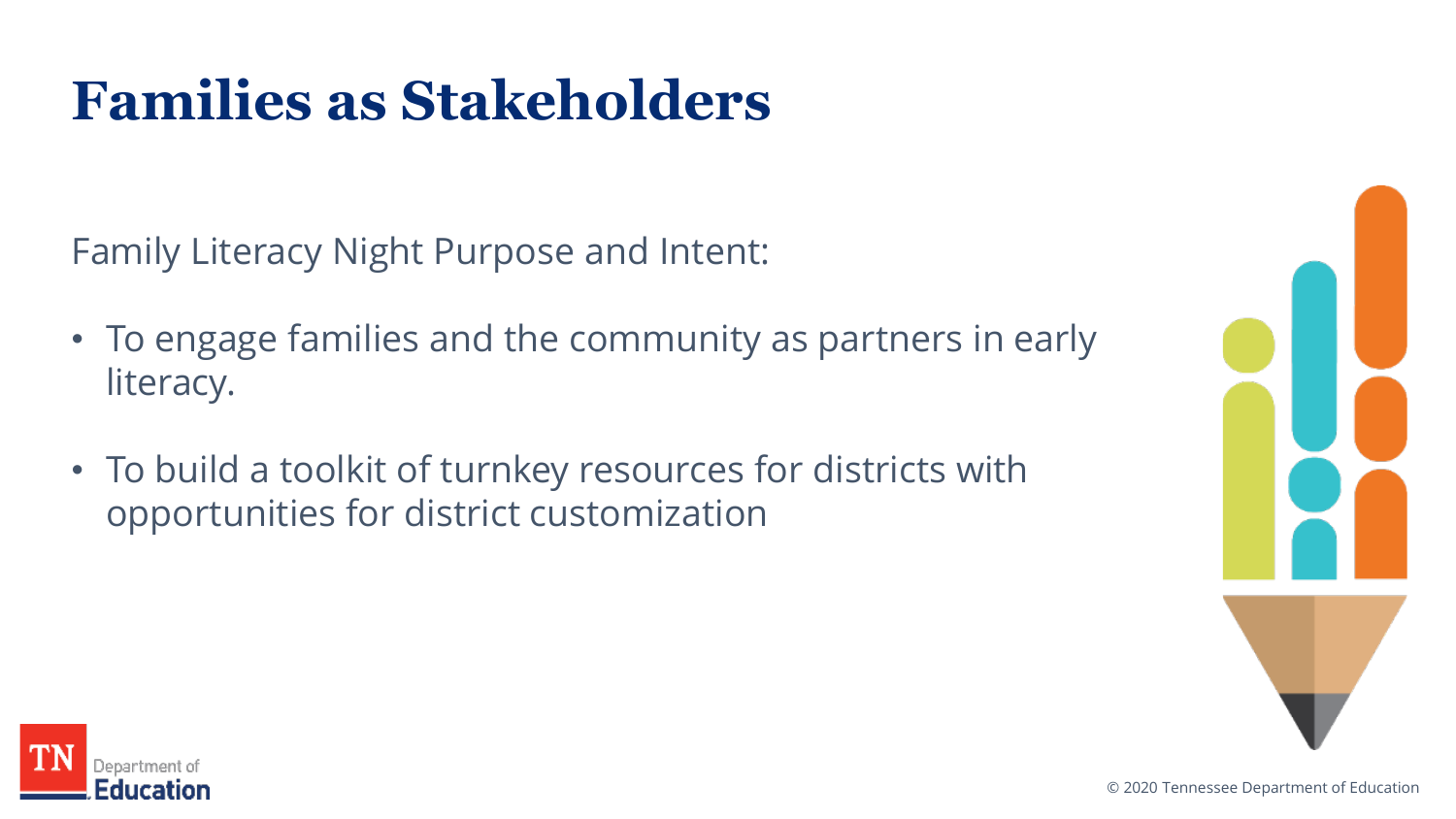# Families as Stakeholders

Family Literacy Night Purpose and Intent:

- To engage families and the community as partners in early literacy.
- To build a toolkit of turnkey resources for districts with opportunities for district customization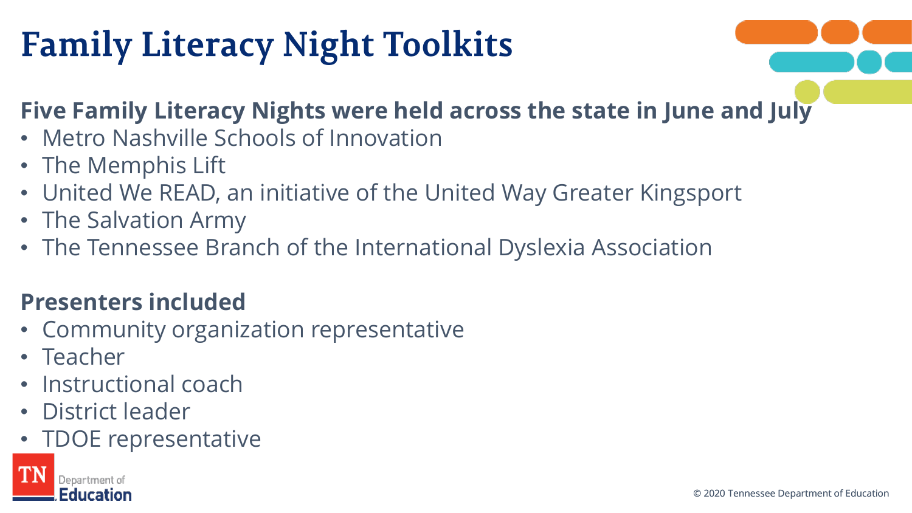# Family Literacy Night Toolkits

**Five Family Literacy Nights were held across the state in June and July**

- Metro Nashville Schools of Innovation
- The Memphis Lift
- United We READ, an initiative of the United Way Greater Kingsport
- The Salvation Army
- The Tennessee Branch of the International Dyslexia Association

**Presenters included**

- Community organization representative
- Teacher
- Instructional coach
- District leader
- TDOE representative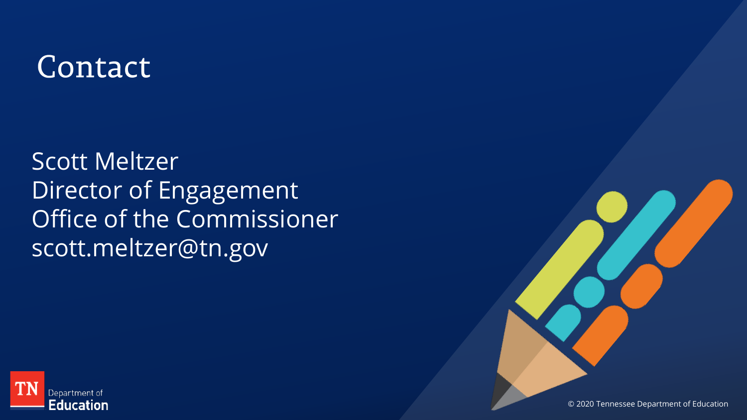# Contact

Scott Meltzer
Director of Engagement
Office of the Commissioner
scott.meltzer@tn.gov

TN Department of Education

© 2020 Tennessee Department of Education